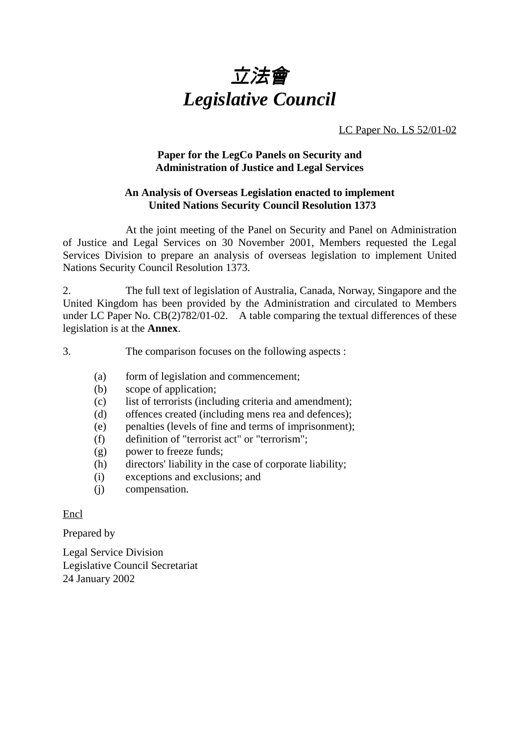# *立法會*
# *Legislative Council*

LC Paper No. LS 52/01-02

**Paper for the LegCo Panels on Security and Administration of Justice and Legal Services**

**An Analysis of Overseas Legislation enacted to implement United Nations Security Council Resolution 1373**

At the joint meeting of the Panel on Security and Panel on Administration of Justice and Legal Services on 30 November 2001, Members requested the Legal Services Division to prepare an analysis of overseas legislation to implement United Nations Security Council Resolution 1373.

2. The full text of legislation of Australia, Canada, Norway, Singapore and the United Kingdom has been provided by the Administration and circulated to Members under LC Paper No. CB(2)782/01-02. A table comparing the textual differences of these legislation is at the **Annex**.

3. The comparison focuses on the following aspects :

(a) form of legislation and commencement;
(b) scope of application;
(c) list of terrorists (including criteria and amendment);
(d) offences created (including mens rea and defences);
(e) penalties (levels of fine and terms of imprisonment);
(f) definition of "terrorist act" or "terrorism";
(g) power to freeze funds;
(h) directors' liability in the case of corporate liability;
(i) exceptions and exclusions; and
(j) compensation.

Encl

Prepared by

Legal Service Division
Legislative Council Secretariat
24 January 2002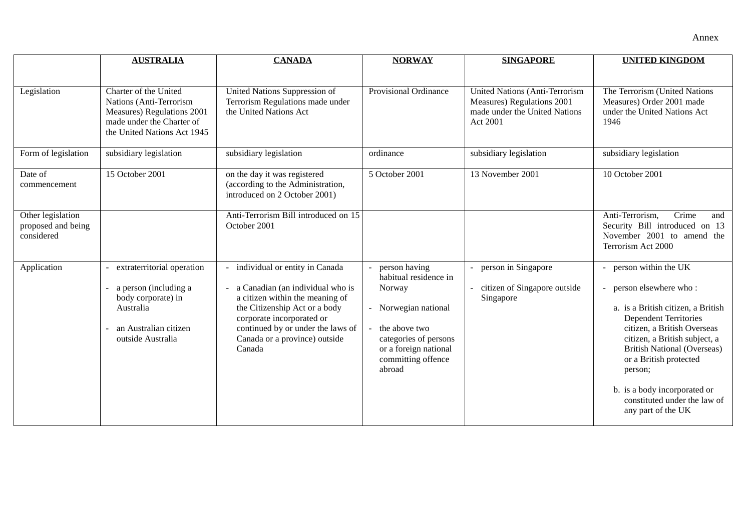Annex

| | **AUSTRALIA** | **CANADA** | **NORWAY** | **SINGAPORE** | **UNITED KINGDOM** |
|---|---|---|---|---|---|
| Legislation | Charter of the United Nations (Anti-Terrorism Measures) Regulations 2001 made under the Charter of the United Nations Act 1945 | United Nations Suppression of Terrorism Regulations made under the United Nations Act | Provisional Ordinance | United Nations (Anti-Terrorism Measures) Regulations 2001 made under the United Nations Act 2001 | The Terrorism (United Nations Measures) Order 2001 made under the United Nations Act 1946 |
| Form of legislation | subsidiary legislation | subsidiary legislation | ordinance | subsidiary legislation | subsidiary legislation |
| Date of commencement | 15 October 2001 | on the day it was registered (according to the Administration, introduced on 2 October 2001) | 5 October 2001 | 13 November 2001 | 10 October 2001 |
| Other legislation proposed and being considered | | Anti-Terrorism Bill introduced on 15 October 2001 | | | Anti-Terrorism, Crime and Security Bill introduced on 13 November 2001 to amend the Terrorism Act 2000 |
| Application | - extraterritorial operation<br>- a person (including a body corporate) in Australia<br>- an Australian citizen outside Australia | - individual or entity in Canada<br>- a Canadian (an individual who is a citizen within the meaning of the Citizenship Act or a body corporate incorporated or continued by or under the laws of Canada or a province) outside Canada | - person having habitual residence in Norway<br>- Norwegian national<br>- the above two categories of persons or a foreign national committing offence abroad | - person in Singapore<br>- citizen of Singapore outside Singapore | - person within the UK<br>- person elsewhere who :<br>a. is a British citizen, a British Dependent Territories citizen, a British Overseas citizen, a British subject, a British National (Overseas) or a British protected person;<br>b. is a body incorporated or constituted under the law of any part of the UK |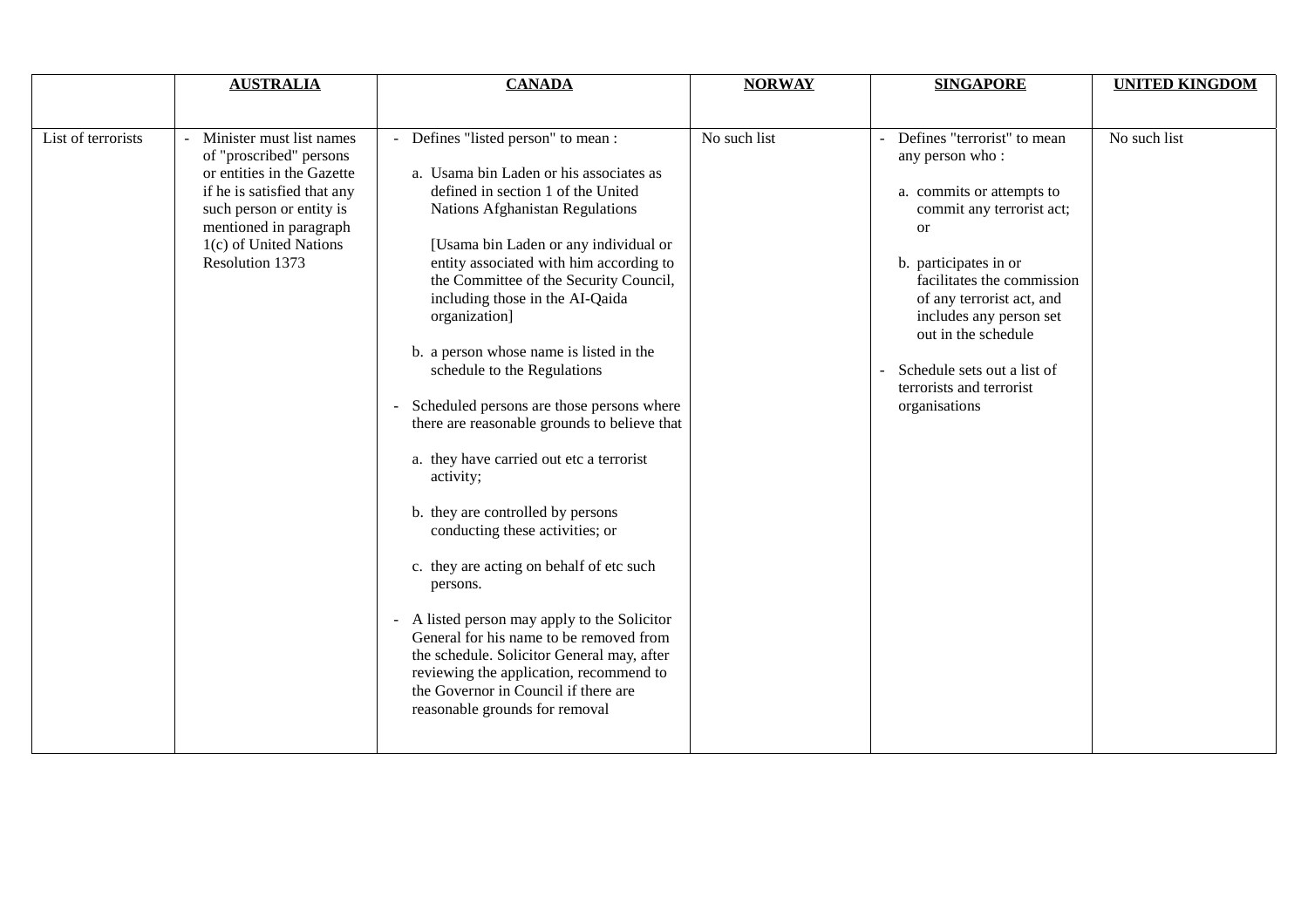| | **AUSTRALIA** | **CANADA** | **NORWAY** | **SINGAPORE** | **UNITED KINGDOM** |
|---|---|---|---|---|---|
| List of terrorists | - Minister must list names of "proscribed" persons or entities in the Gazette if he is satisfied that any such person or entity is mentioned in paragraph 1(c) of United Nations Resolution 1373 | - Defines "listed person" to mean :<br><br>a. Usama bin Laden or his associates as defined in section 1 of the United Nations Afghanistan Regulations<br><br>[Usama bin Laden or any individual or entity associated with him according to the Committee of the Security Council, including those in the AI-Qaida organization]<br><br>b. a person whose name is listed in the schedule to the Regulations<br><br>- Scheduled persons are those persons where there are reasonable grounds to believe that<br><br>a. they have carried out etc a terrorist activity;<br><br>b. they are controlled by persons conducting these activities; or<br><br>c. they are acting on behalf of etc such persons.<br><br>- A listed person may apply to the Solicitor General for his name to be removed from the schedule. Solicitor General may, after reviewing the application, recommend to the Governor in Council if there are reasonable grounds for removal | No such list | - Defines "terrorist" to mean any person who :<br><br>a. commits or attempts to commit any terrorist act; or<br><br>b. participates in or facilitates the commission of any terrorist act, and includes any person set out in the schedule<br><br>- Schedule sets out a list of terrorists and terrorist organisations | No such list |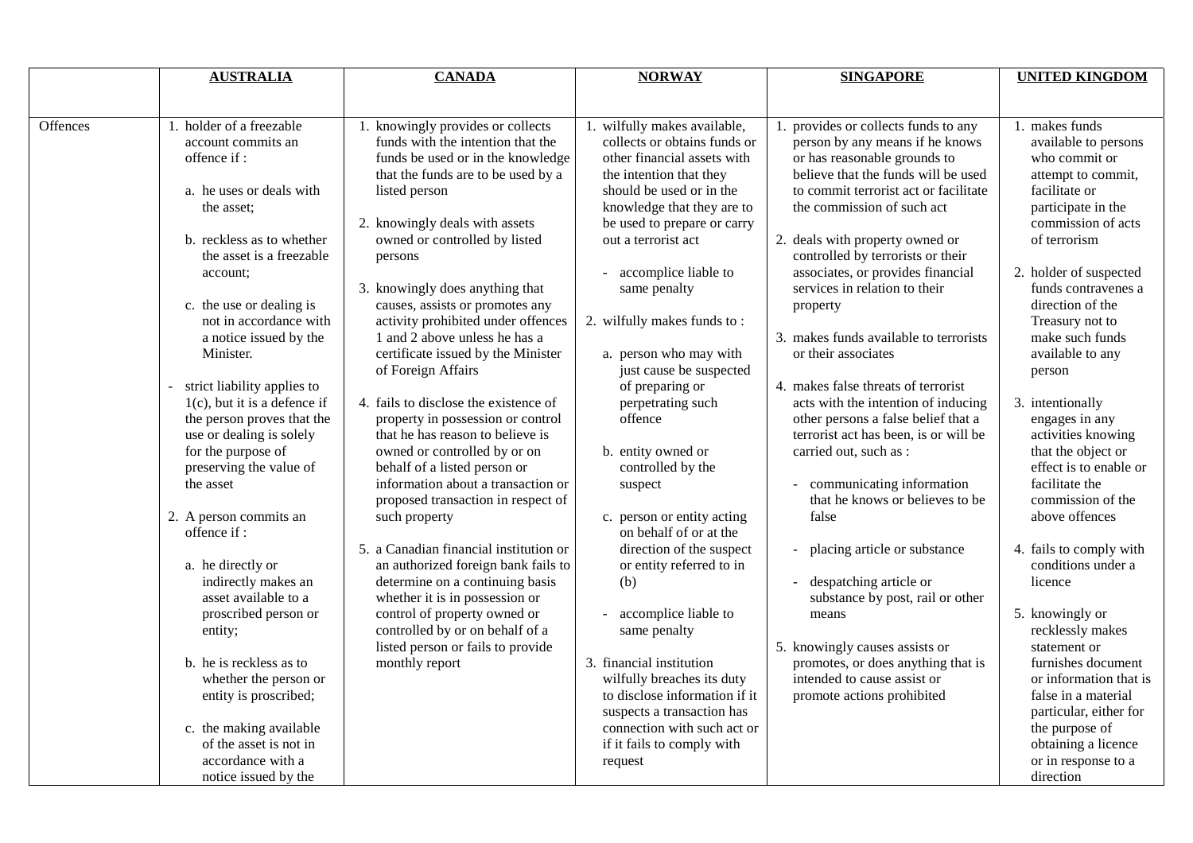| | **AUSTRALIA** | **CANADA** | **NORWAY** | **SINGAPORE** | **UNITED KINGDOM** |
|---|---|---|---|---|---|
| Offences | 1. holder of a freezable account commits an offence if :<br><br>a. he uses or deals with the asset;<br><br>b. reckless as to whether the asset is a freezable account;<br><br>c. the use or dealing is not in accordance with a notice issued by the Minister.<br><br>- strict liability applies to 1(c), but it is a defence if the person proves that the use or dealing is solely for the purpose of preserving the value of the asset<br><br>2. A person commits an offence if :<br><br>a. he directly or indirectly makes an asset available to a proscribed person or entity;<br><br>b. he is reckless as to whether the person or entity is proscribed;<br><br>c. the making available of the asset is not in accordance with a notice issued by the | 1. knowingly provides or collects funds with the intention that the funds be used or in the knowledge that the funds are to be used by a listed person<br><br>2. knowingly deals with assets owned or controlled by listed persons<br><br>3. knowingly does anything that causes, assists or promotes any activity prohibited under offences 1 and 2 above unless he has a certificate issued by the Minister of Foreign Affairs<br><br>4. fails to disclose the existence of property in possession or control that he has reason to believe is owned or controlled by or on behalf of a listed person or information about a transaction or proposed transaction in respect of such property<br><br>5. a Canadian financial institution or an authorized foreign bank fails to determine on a continuing basis whether it is in possession or control of property owned or controlled by or on behalf of a listed person or fails to provide monthly report | 1. wilfully makes available, collects or obtains funds or other financial assets with the intention that they should be used or in the knowledge that they are to be used to prepare or carry out a terrorist act<br><br>- accomplice liable to same penalty<br><br>2. wilfully makes funds to :<br><br>a. person who may with just cause be suspected of preparing or perpetrating such offence<br><br>b. entity owned or controlled by the suspect<br><br>c. person or entity acting on behalf of or at the direction of the suspect or entity referred to in (b)<br><br>- accomplice liable to same penalty<br><br>3. financial institution wilfully breaches its duty to disclose information if it suspects a transaction has connection with such act or if it fails to comply with request | 1. provides or collects funds to any person by any means if he knows or has reasonable grounds to believe that the funds will be used to commit terrorist act or facilitate the commission of such act<br><br>2. deals with property owned or controlled by terrorists or their associates, or provides financial services in relation to their property<br><br>3. makes funds available to terrorists or their associates<br><br>4. makes false threats of terrorist acts with the intention of inducing other persons a false belief that a terrorist act has been, is or will be carried out, such as :<br><br>- communicating information that he knows or believes to be false<br><br>- placing article or substance<br><br>- despatching article or substance by post, rail or other means<br><br>5. knowingly causes assists or promotes, or does anything that is intended to cause assist or promote actions prohibited | 1. makes funds available to persons who commit or attempt to commit, facilitate or participate in the commission of acts of terrorism<br><br>2. holder of suspected funds contravenes a direction of the Treasury not to make such funds available to any person<br><br>3. intentionally engages in any activities knowing that the object or effect is to enable or facilitate the commission of the above offences<br><br>4. fails to comply with conditions under a licence<br><br>5. knowingly or recklessly makes statement or furnishes document or information that is false in a material particular, either for the purpose of obtaining a licence or in response to a direction |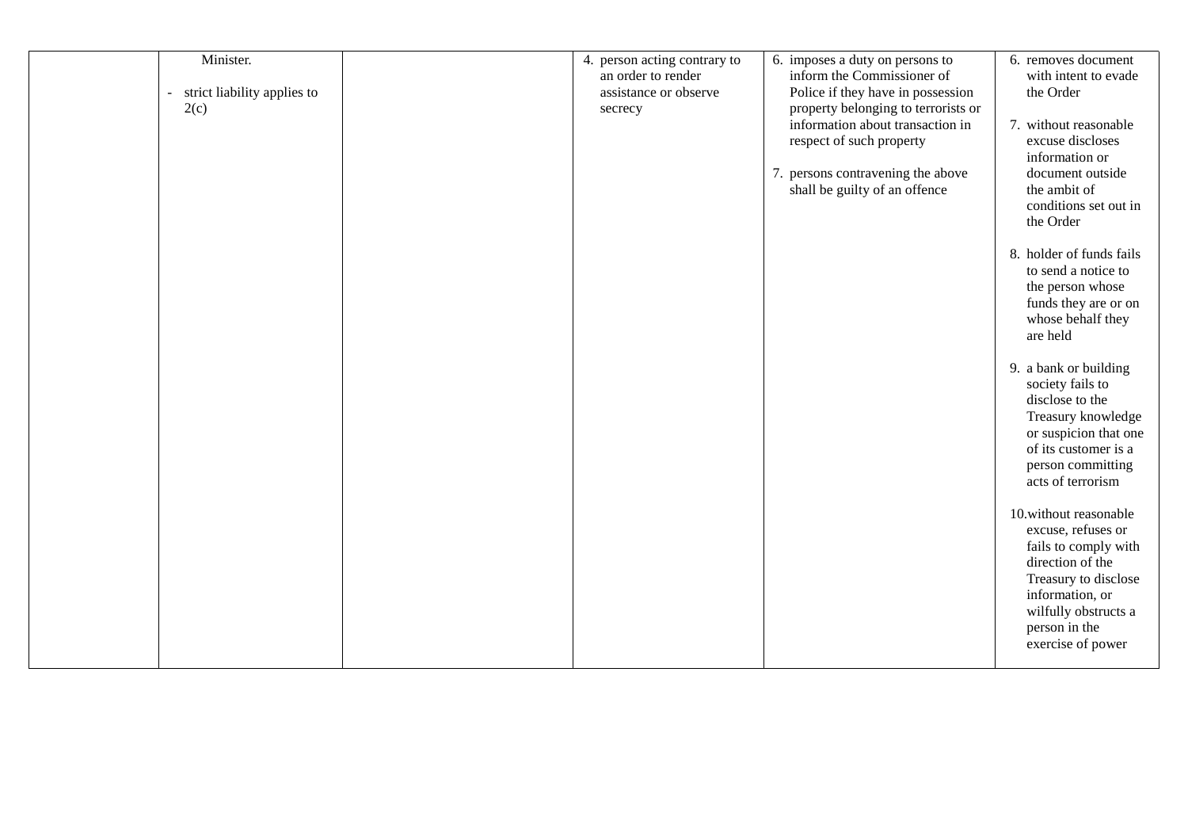| | | | | | |
|---|---|---|---|---|---|
| | Minister.<br><br>- strict liability applies to 2(c) | | 4. person acting contrary to an order to render assistance or observe secrecy | 6. imposes a duty on persons to inform the Commissioner of Police if they have in possession property belonging to terrorists or information about transaction in respect of such property<br><br>7. persons contravening the above shall be guilty of an offence | 6. removes document with intent to evade the Order<br><br>7. without reasonable excuse discloses information or document outside the ambit of conditions set out in the Order<br><br>8. holder of funds fails to send a notice to the person whose funds they are or on whose behalf they are held<br><br>9. a bank or building society fails to disclose to the Treasury knowledge or suspicion that one of its customer is a person committing acts of terrorism<br><br>10. without reasonable excuse, refuses or fails to comply with direction of the Treasury to disclose information, or wilfully obstructs a person in the exercise of power |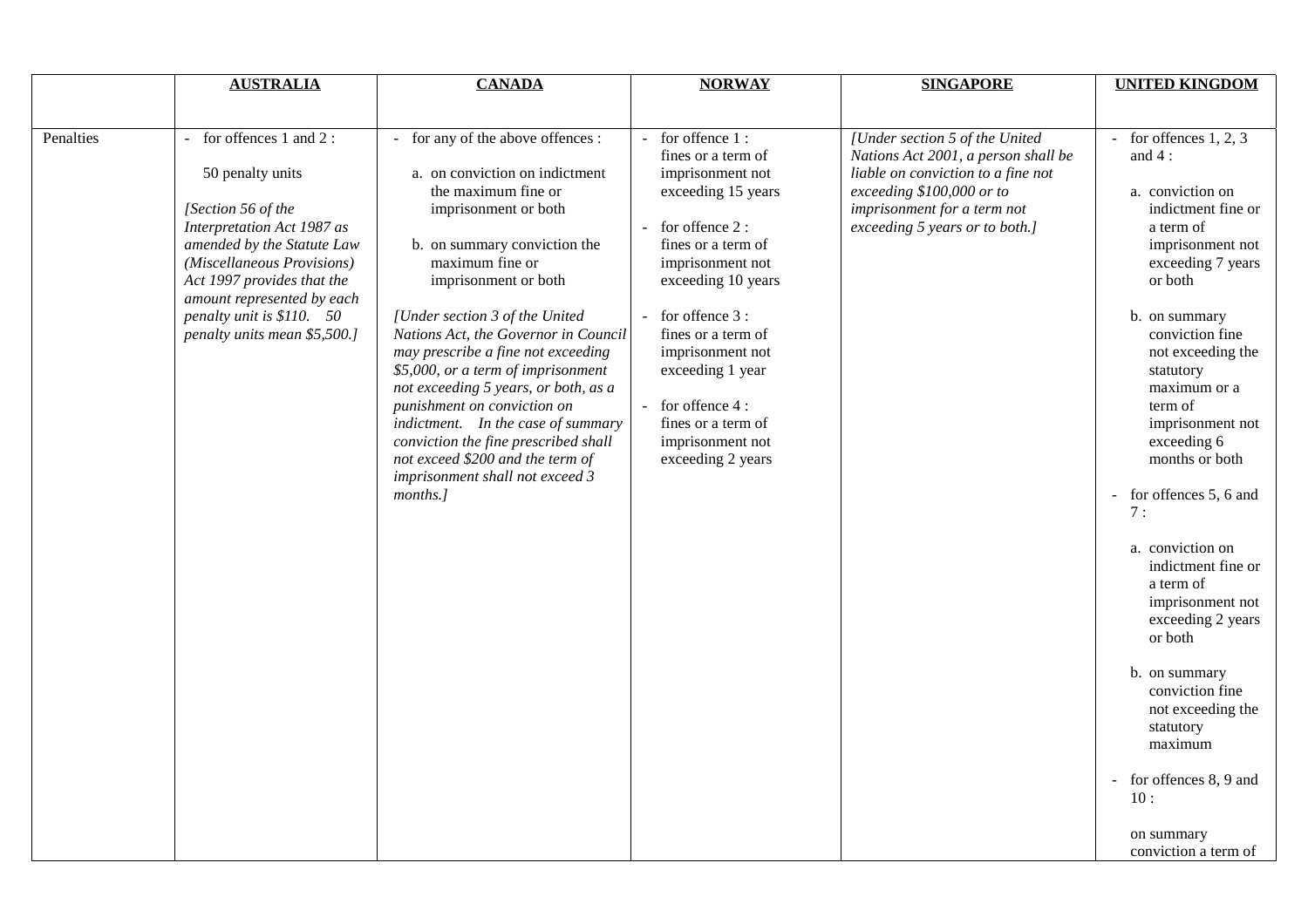| | AUSTRALIA | CANADA | NORWAY | SINGAPORE | UNITED KINGDOM |
|---|---|---|---|---|---|
| Penalties | - for offences 1 and 2 :<br><br>50 penalty units<br><br>*[Section 56 of the Interpretation Act 1987 as amended by the Statute Law (Miscellaneous Provisions) Act 1997 provides that the amount represented by each penalty unit is $110. 50 penalty units mean $5,500.]* | - for any of the above offences :<br><br>a. on conviction on indictment the maximum fine or imprisonment or both<br><br>b. on summary conviction the maximum fine or imprisonment or both<br><br>*[Under section 3 of the United Nations Act, the Governor in Council may prescribe a fine not exceeding $5,000, or a term of imprisonment not exceeding 5 years, or both, as a punishment on conviction on indictment. In the case of summary conviction the fine prescribed shall not exceed $200 and the term of imprisonment shall not exceed 3 months.]* | - for offence 1 : fines or a term of imprisonment not exceeding 15 years<br><br>- for offence 2 : fines or a term of imprisonment not exceeding 10 years<br><br>- for offence 3 : fines or a term of imprisonment not exceeding 1 year<br><br>- for offence 4 : fines or a term of imprisonment not exceeding 2 years | *[Under section 5 of the United Nations Act 2001, a person shall be liable on conviction to a fine not exceeding $100,000 or to imprisonment for a term not exceeding 5 years or to both.]* | - for offences 1, 2, 3 and 4 :<br><br>a. conviction on indictment fine or a term of imprisonment not exceeding 7 years or both<br><br>b. on summary conviction fine not exceeding the statutory maximum or a term of imprisonment not exceeding 6 months or both<br><br>- for offences 5, 6 and 7 :<br><br>a. conviction on indictment fine or a term of imprisonment not exceeding 2 years or both<br><br>b. on summary conviction fine not exceeding the statutory maximum<br><br>- for offences 8, 9 and 10 :<br><br>on summary conviction a term of |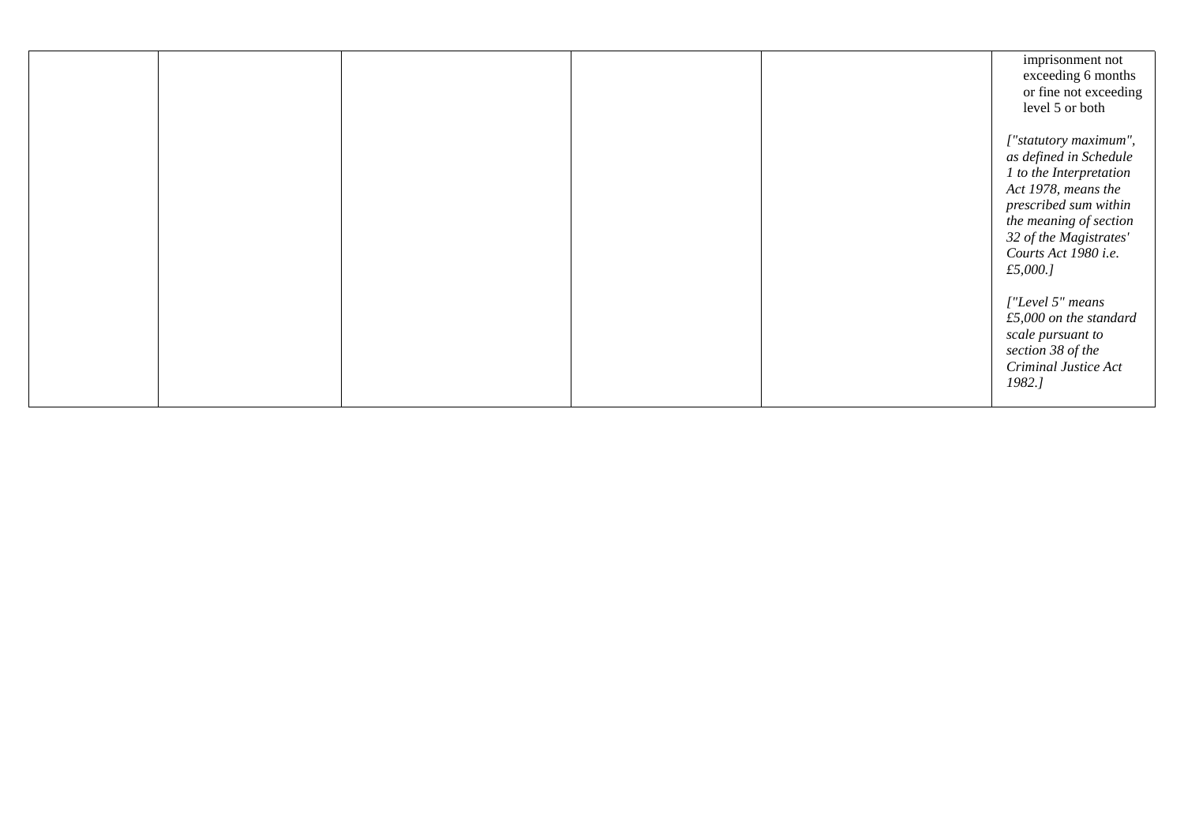| | | | | | |
|---|---|---|---|---|---|
| | | | | | imprisonment not exceeding 6 months or fine not exceeding level 5 or both<br><br>*["statutory maximum", as defined in Schedule 1 to the Interpretation Act 1978, means the prescribed sum within the meaning of section 32 of the Magistrates' Courts Act 1980 i.e. £5,000.]*<br><br>*["Level 5" means £5,000 on the standard scale pursuant to section 38 of the Criminal Justice Act 1982.]* |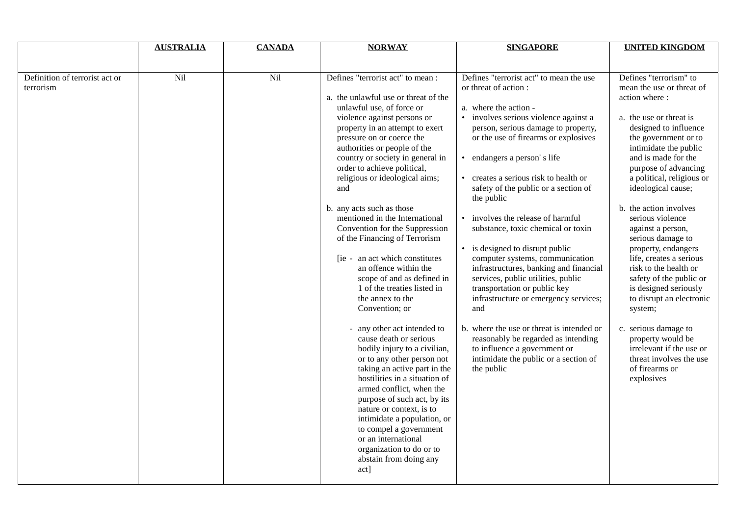| | **AUSTRALIA** | **CANADA** | **NORWAY** | **SINGAPORE** | **UNITED KINGDOM** |
|---|---|---|---|---|---|
| Definition of terrorist act or terrorism | Nil | Nil | Defines "terrorist act" to mean :<br><br>a. the unlawful use or threat of the unlawful use, of force or violence against persons or property in an attempt to exert pressure on or coerce the authorities or people of the country or society in general in order to achieve political, religious or ideological aims; and<br><br>b. any acts such as those mentioned in the International Convention for the Suppression of the Financing of Terrorism<br><br>[ie - an act which constitutes an offence within the scope of and as defined in 1 of the treaties listed in the annex to the Convention; or<br><br>- any other act intended to cause death or serious bodily injury to a civilian, or to any other person not taking an active part in the hostilities in a situation of armed conflict, when the purpose of such act, by its nature or context, is to intimidate a population, or to compel a government or an international organization to do or to abstain from doing any act] | Defines "terrorist act" to mean the use or threat of action :<br><br>a. where the action -<br>• involves serious violence against a person, serious damage to property, or the use of firearms or explosives<br>• endangers a person' s life<br>• creates a serious risk to health or safety of the public or a section of the public<br>• involves the release of harmful substance, toxic chemical or toxin<br>• is designed to disrupt public computer systems, communication infrastructures, banking and financial services, public utilities, public transportation or public key infrastructure or emergency services; and<br><br>b. where the use or threat is intended or reasonably be regarded as intending to influence a government or intimidate the public or a section of the public | Defines "terrorism" to mean the use or threat of action where :<br><br>a. the use or threat is designed to influence the government or to intimidate the public and is made for the purpose of advancing a political, religious or ideological cause;<br><br>b. the action involves serious violence against a person, serious damage to property, endangers life, creates a serious risk to the health or safety of the public or is designed seriously to disrupt an electronic system;<br><br>c. serious damage to property would be irrelevant if the use or threat involves the use of firearms or explosives |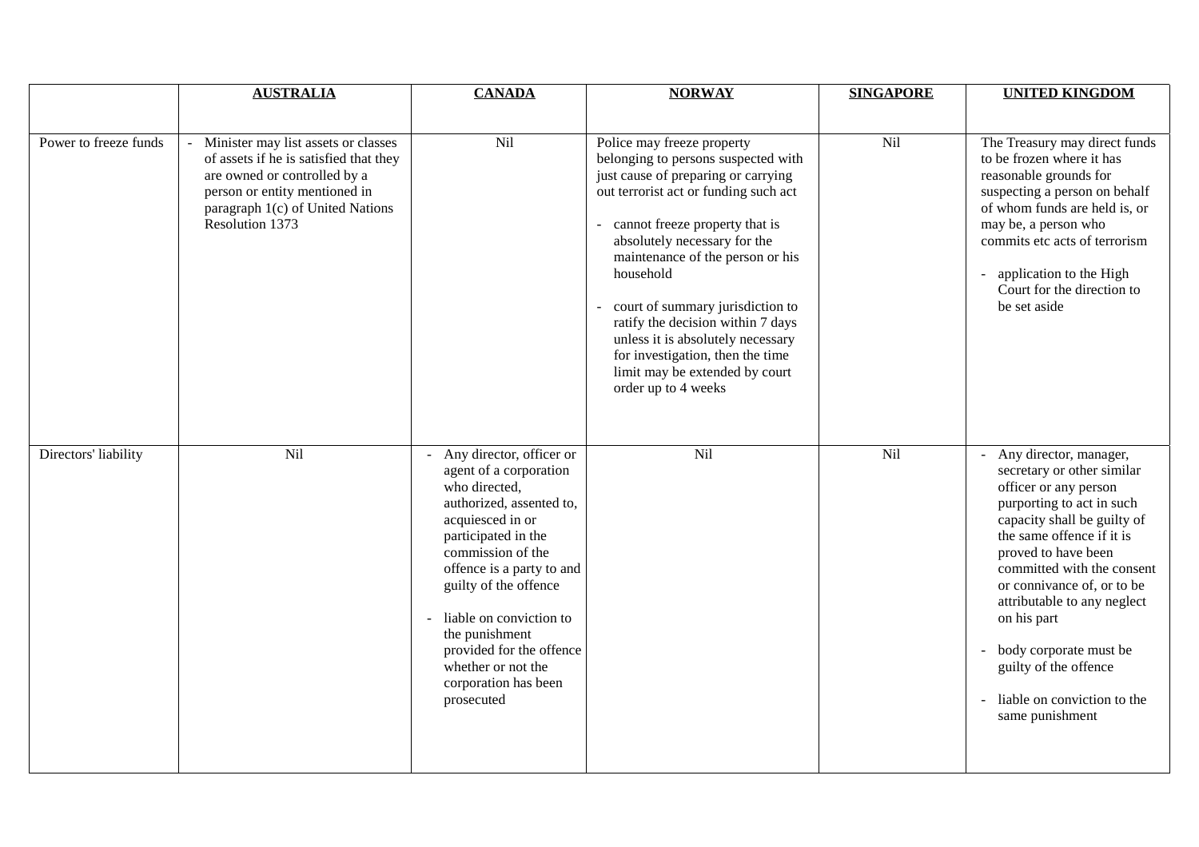| | **AUSTRALIA** | **CANADA** | **NORWAY** | **SINGAPORE** | **UNITED KINGDOM** |
|---|---|---|---|---|---|
| Power to freeze funds | - Minister may list assets or classes of assets if he is satisfied that they are owned or controlled by a person or entity mentioned in paragraph 1(c) of United Nations Resolution 1373 | Nil | Police may freeze property belonging to persons suspected with just cause of preparing or carrying out terrorist act or funding such act<br><br>- cannot freeze property that is absolutely necessary for the maintenance of the person or his household<br><br>- court of summary jurisdiction to ratify the decision within 7 days unless it is absolutely necessary for investigation, then the time limit may be extended by court order up to 4 weeks | Nil | The Treasury may direct funds to be frozen where it has reasonable grounds for suspecting a person on behalf of whom funds are held is, or may be, a person who commits etc acts of terrorism<br><br>- application to the High Court for the direction to be set aside |
| Directors' liability | Nil | - Any director, officer or agent of a corporation who directed, authorized, assented to, acquiesced in or participated in the commission of the offence is a party to and guilty of the offence<br><br>- liable on conviction to the punishment provided for the offence whether or not the corporation has been prosecuted | Nil | Nil | - Any director, manager, secretary or other similar officer or any person purporting to act in such capacity shall be guilty of the same offence if it is proved to have been committed with the consent or connivance of, or to be attributable to any neglect on his part<br><br>- body corporate must be guilty of the offence<br><br>- liable on conviction to the same punishment |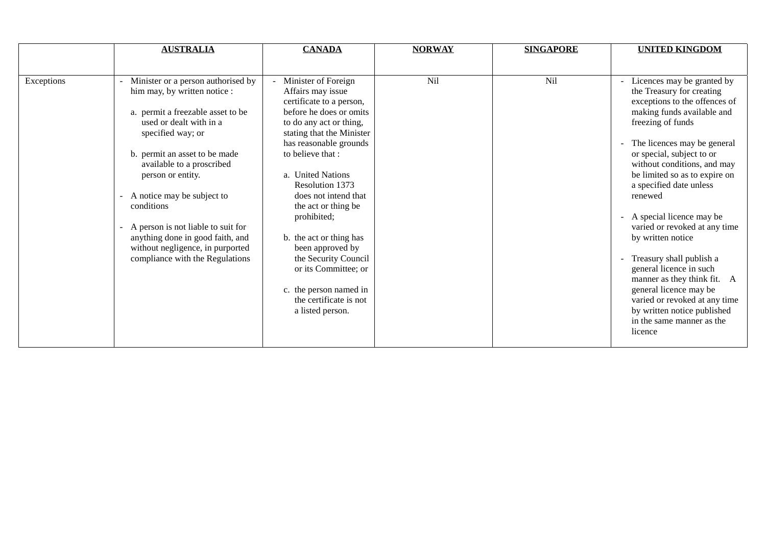| | **AUSTRALIA** | **CANADA** | **NORWAY** | **SINGAPORE** | **UNITED KINGDOM** |
|---|---|---|---|---|---|
| Exceptions | - Minister or a person authorised by him may, by written notice :<br><br>a. permit a freezable asset to be used or dealt with in a specified way; or<br><br>b. permit an asset to be made available to a proscribed person or entity.<br><br>- A notice may be subject to conditions<br><br>- A person is not liable to suit for anything done in good faith, and without negligence, in purported compliance with the Regulations | - Minister of Foreign Affairs may issue certificate to a person, before he does or omits to do any act or thing, stating that the Minister has reasonable grounds to believe that :<br><br>a. United Nations Resolution 1373 does not intend that the act or thing be prohibited;<br><br>b. the act or thing has been approved by the Security Council or its Committee; or<br><br>c. the person named in the certificate is not a listed person. | Nil | Nil | - Licences may be granted by the Treasury for creating exceptions to the offences of making funds available and freezing of funds<br><br>- The licences may be general or special, subject to or without conditions, and may be limited so as to expire on a specified date unless renewed<br><br>- A special licence may be varied or revoked at any time by written notice<br><br>- Treasury shall publish a general licence in such manner as they think fit. A general licence may be varied or revoked at any time by written notice published in the same manner as the licence |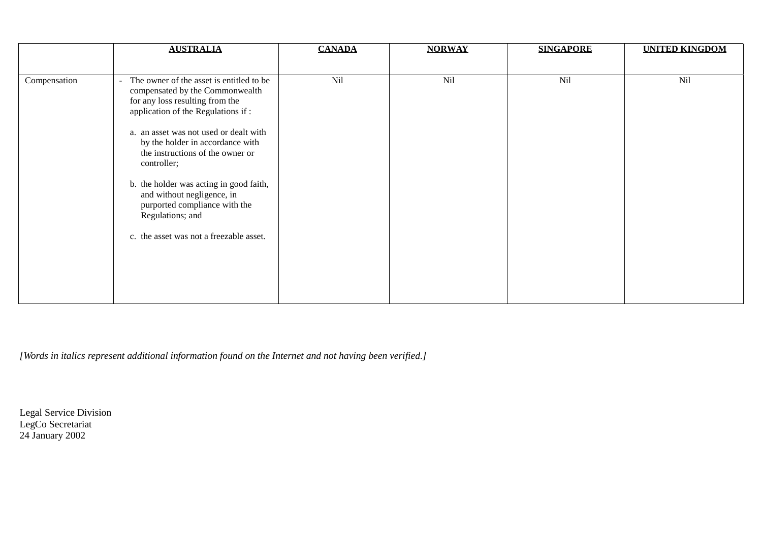| | **AUSTRALIA** | **CANADA** | **NORWAY** | **SINGAPORE** | **UNITED KINGDOM** |
|---|---|---|---|---|---|
| Compensation | - The owner of the asset is entitled to be compensated by the Commonwealth for any loss resulting from the application of the Regulations if :<br><br>a. an asset was not used or dealt with by the holder in accordance with the instructions of the owner or controller;<br><br>b. the holder was acting in good faith, and without negligence, in purported compliance with the Regulations; and<br><br>c. the asset was not a freezable asset. | Nil | Nil | Nil | Nil |

*[Words in italics represent additional information found on the Internet and not having been verified.]*

Legal Service Division
LegCo Secretariat
24 January 2002